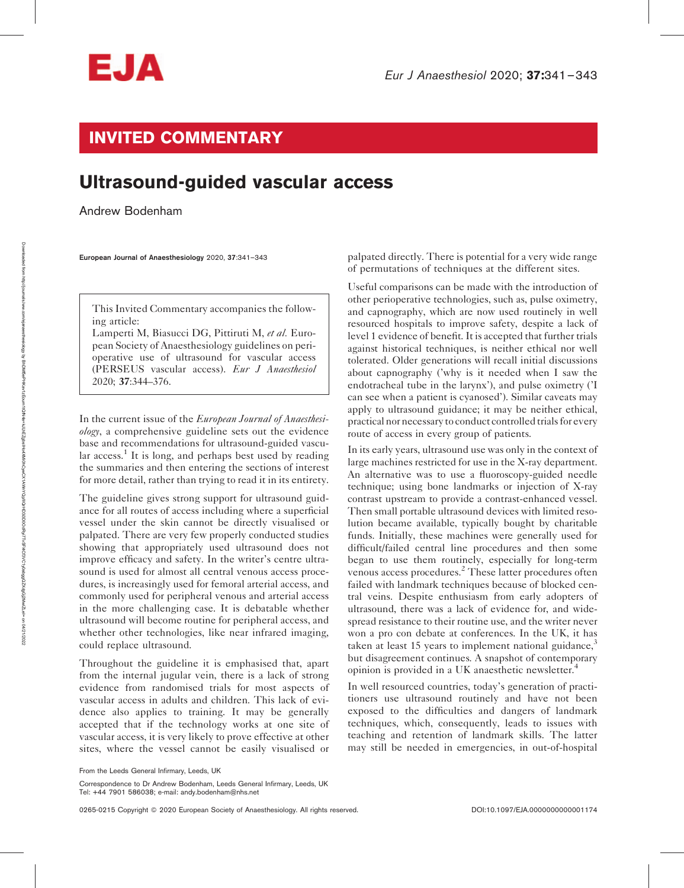INVITED COMMENTARY

# Ultrasound-guided vascular access

Andrew Bodenham

European Journal of Anaesthesiology 2020, 37:341–343

> This Invited Commentary accompanies the following article:
> Lamperti M, Biasucci DG, Pittiruti M, *et al.* European Society of Anaesthesiology guidelines on peri-operative use of ultrasound for vascular access (PERSEUS vascular access). *Eur J Anaesthesiol* 2020; 37:344–376.

In the current issue of the *European Journal of Anaesthesiology*, a comprehensive guideline sets out the evidence base and recommendations for ultrasound-guided vascular access.[1] It is long, and perhaps best used by reading the summaries and then entering the sections of interest for more detail, rather than trying to read it in its entirety.

The guideline gives strong support for ultrasound guidance for all routes of access including where a superficial vessel under the skin cannot be directly visualised or palpated. There are very few properly conducted studies showing that appropriately used ultrasound does not improve efficacy and safety. In the writer's centre ultrasound is used for almost all central venous access procedures, is increasingly used for femoral arterial access, and commonly used for peripheral venous and arterial access in the more challenging case. It is debatable whether ultrasound will become routine for peripheral access, and whether other technologies, like near infrared imaging, could replace ultrasound.

Throughout the guideline it is emphasised that, apart from the internal jugular vein, there is a lack of strong evidence from randomised trials for most aspects of vascular access in adults and children. This lack of evidence also applies to training. It may be generally accepted that if the technology works at one site of vascular access, it is very likely to prove effective at other sites, where the vessel cannot be easily visualised or palpated directly. There is potential for a very wide range of permutations of techniques at the different sites.

Useful comparisons can be made with the introduction of other perioperative technologies, such as, pulse oximetry, and capnography, which are now used routinely in well resourced hospitals to improve safety, despite a lack of level 1 evidence of benefit. It is accepted that further trials against historical techniques, is neither ethical nor well tolerated. Older generations will recall initial discussions about capnography ('why is it needed when I saw the endotracheal tube in the larynx'), and pulse oximetry ('I can see when a patient is cyanosed'). Similar caveats may apply to ultrasound guidance; it may be neither ethical, practical nor necessary to conduct controlled trials for every route of access in every group of patients.

In its early years, ultrasound use was only in the context of large machines restricted for use in the X-ray department. An alternative was to use a fluoroscopy-guided needle technique; using bone landmarks or injection of X-ray contrast upstream to provide a contrast-enhanced vessel. Then small portable ultrasound devices with limited resolution became available, typically bought by charitable funds. Initially, these machines were generally used for difficult/failed central line procedures and then some began to use them routinely, especially for long-term venous access procedures.[2] These latter procedures often failed with landmark techniques because of blocked central veins. Despite enthusiasm from early adopters of ultrasound, there was a lack of evidence for, and widespread resistance to their routine use, and the writer never won a pro con debate at conferences. In the UK, it has taken at least 15 years to implement national guidance,[3] but disagreement continues. A snapshot of contemporary opinion is provided in a UK anaesthetic newsletter.[4]

In well resourced countries, today's generation of practitioners use ultrasound routinely and have not been exposed to the difficulties and dangers of landmark techniques, which, consequently, leads to issues with teaching and retention of landmark skills. The latter may still be needed in emergencies, in out-of-hospital

From the Leeds General Infirmary, Leeds, UK

Correspondence to Dr Andrew Bodenham, Leeds General Infirmary, Leeds, UK
Tel: +44 7901 586038; e-mail: andy.bodenham@nhs.net

0265-0215 Copyright © 2020 European Society of Anaesthesiology. All rights reserved. DOI:10.1097/EJA.0000000000001174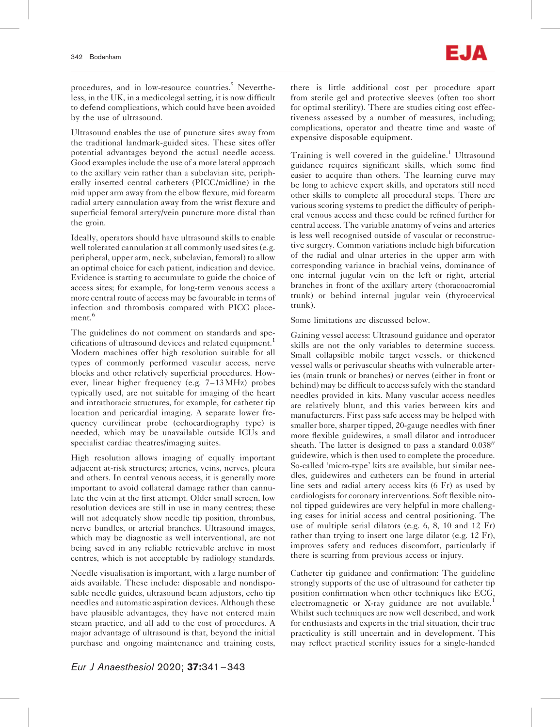procedures, and in low-resource countries.[5] Nevertheless, in the UK, in a medicolegal setting, it is now difficult to defend complications, which could have been avoided by the use of ultrasound.

Ultrasound enables the use of puncture sites away from the traditional landmark-guided sites. These sites offer potential advantages beyond the actual needle access. Good examples include the use of a more lateral approach to the axillary vein rather than a subclavian site, peripherally inserted central catheters (PICC/midline) in the mid upper arm away from the elbow flexure, mid forearm radial artery cannulation away from the wrist flexure and superficial femoral artery/vein puncture more distal than the groin.

Ideally, operators should have ultrasound skills to enable well tolerated cannulation at all commonly used sites (e.g. peripheral, upper arm, neck, subclavian, femoral) to allow an optimal choice for each patient, indication and device. Evidence is starting to accumulate to guide the choice of access sites; for example, for long-term venous access a more central route of access may be favourable in terms of infection and thrombosis compared with PICC placement.[6]

The guidelines do not comment on standards and specifications of ultrasound devices and related equipment.[1] Modern machines offer high resolution suitable for all types of commonly performed vascular access, nerve blocks and other relatively superficial procedures. However, linear higher frequency (e.g. 7–13 MHz) probes typically used, are not suitable for imaging of the heart and intrathoracic structures, for example, for catheter tip location and pericardial imaging. A separate lower frequency curvilinear probe (echocardiography type) is needed, which may be unavailable outside ICUs and specialist cardiac theatres/imaging suites.

High resolution allows imaging of equally important adjacent at-risk structures; arteries, veins, nerves, pleura and others. In central venous access, it is generally more important to avoid collateral damage rather than cannulate the vein at the first attempt. Older small screen, low resolution devices are still in use in many centres; these will not adequately show needle tip position, thrombus, nerve bundles, or arterial branches. Ultrasound images, which may be diagnostic as well interventional, are not being saved in any reliable retrievable archive in most centres, which is not acceptable by radiology standards.

Needle visualisation is important, with a large number of aids available. These include: disposable and nondisposable needle guides, ultrasound beam adjustors, echo tip needles and automatic aspiration devices. Although these have plausible advantages, they have not entered main steam practice, and all add to the cost of procedures. A major advantage of ultrasound is that, beyond the initial purchase and ongoing maintenance and training costs, there is little additional cost per procedure apart from sterile gel and protective sleeves (often too short for optimal sterility). There are studies citing cost effectiveness assessed by a number of measures, including; complications, operator and theatre time and waste of expensive disposable equipment.

Training is well covered in the guideline.[1] Ultrasound guidance requires significant skills, which some find easier to acquire than others. The learning curve may be long to achieve expert skills, and operators still need other skills to complete all procedural steps. There are various scoring systems to predict the difficulty of peripheral venous access and these could be refined further for central access. The variable anatomy of veins and arteries is less well recognised outside of vascular or reconstructive surgery. Common variations include high bifurcation of the radial and ulnar arteries in the upper arm with corresponding variance in brachial veins, dominance of one internal jugular vein on the left or right, arterial branches in front of the axillary artery (thoracoacromial trunk) or behind internal jugular vein (thyrocervical trunk).

Some limitations are discussed below.

Gaining vessel access: Ultrasound guidance and operator skills are not the only variables to determine success. Small collapsible mobile target vessels, or thickened vessel walls or perivascular sheaths with vulnerable arteries (main trunk or branches) or nerves (either in front or behind) may be difficult to access safely with the standard needles provided in kits. Many vascular access needles are relatively blunt, and this varies between kits and manufacturers. First pass safe access may be helped with smaller bore, sharper tipped, 20-gauge needles with finer more flexible guidewires, a small dilator and introducer sheath. The latter is designed to pass a standard 0.038″ guidewire, which is then used to complete the procedure. So-called 'micro-type' kits are available, but similar needles, guidewires and catheters can be found in arterial line sets and radial artery access kits (6 Fr) as used by cardiologists for coronary interventions. Soft flexible nitonol tipped guidewires are very helpful in more challenging cases for initial access and central positioning. The use of multiple serial dilators (e.g. 6, 8, 10 and 12 Fr) rather than trying to insert one large dilator (e.g. 12 Fr), improves safety and reduces discomfort, particularly if there is scarring from previous access or injury.

Catheter tip guidance and confirmation: The guideline strongly supports of the use of ultrasound for catheter tip position confirmation when other techniques like ECG, electromagnetic or X-ray guidance are not available.[1] Whilst such techniques are now well described, and work for enthusiasts and experts in the trial situation, their true practicality is still uncertain and in development. This may reflect practical sterility issues for a single-handed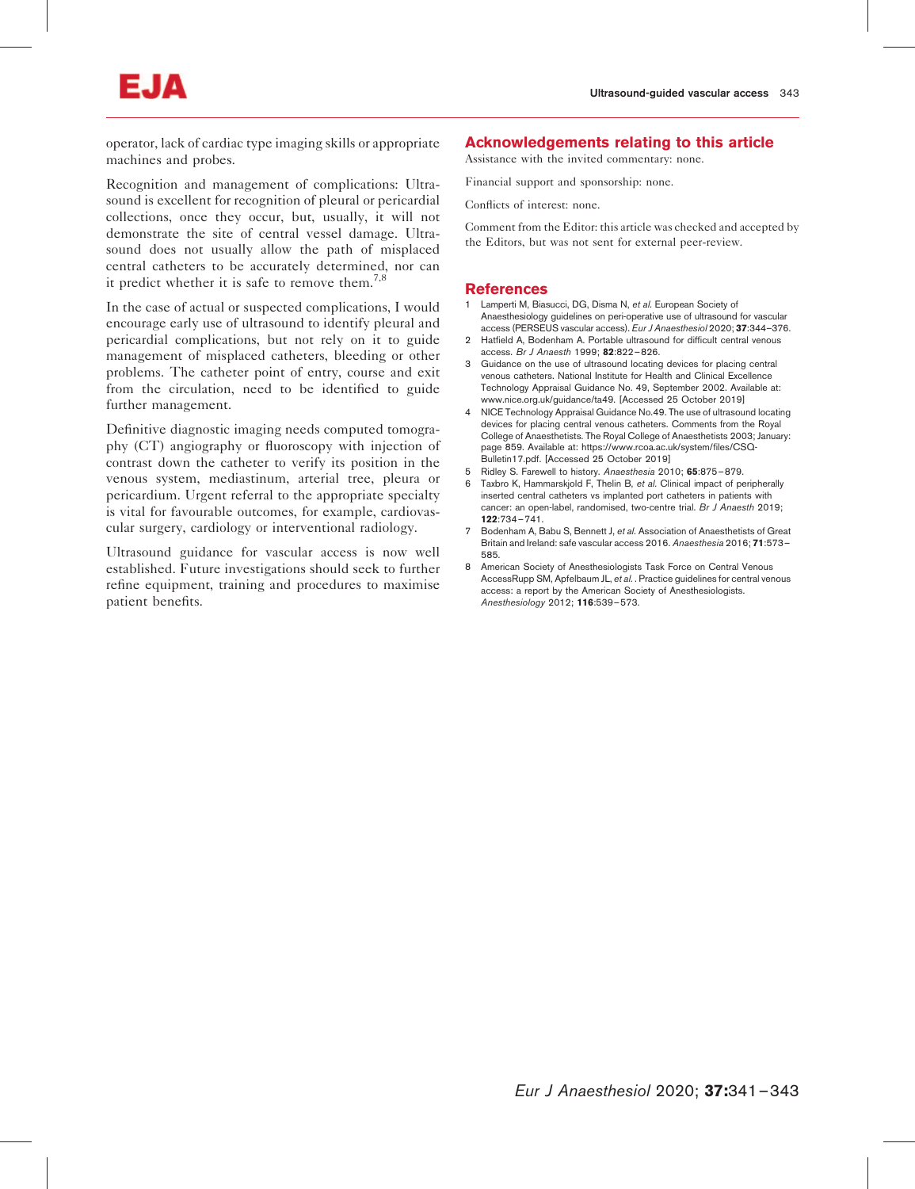operator, lack of cardiac type imaging skills or appropriate machines and probes.

Recognition and management of complications: Ultrasound is excellent for recognition of pleural or pericardial collections, once they occur, but, usually, it will not demonstrate the site of central vessel damage. Ultrasound does not usually allow the path of misplaced central catheters to be accurately determined, nor can it predict whether it is safe to remove them.[7,8]

In the case of actual or suspected complications, I would encourage early use of ultrasound to identify pleural and pericardial complications, but not rely on it to guide management of misplaced catheters, bleeding or other problems. The catheter point of entry, course and exit from the circulation, need to be identified to guide further management.

Definitive diagnostic imaging needs computed tomography (CT) angiography or fluoroscopy with injection of contrast down the catheter to verify its position in the venous system, mediastinum, arterial tree, pleura or pericardium. Urgent referral to the appropriate specialty is vital for favourable outcomes, for example, cardiovascular surgery, cardiology or interventional radiology.

Ultrasound guidance for vascular access is now well established. Future investigations should seek to further refine equipment, training and procedures to maximise patient benefits.

## Acknowledgements relating to this article

Assistance with the invited commentary: none.

Financial support and sponsorship: none.

Conflicts of interest: none.

Comment from the Editor: this article was checked and accepted by the Editors, but was not sent for external peer-review.

## References

1. Lamperti M, Biasucci, DG, Disma N, *et al.* European Society of Anaesthesiology guidelines on peri-operative use of ultrasound for vascular access (PERSEUS vascular access). *Eur J Anaesthesiol* 2020; **37**:344–376.
2. Hatfield A, Bodenham A. Portable ultrasound for difficult central venous access. *Br J Anaesth* 1999; **82**:822–826.
3. Guidance on the use of ultrasound locating devices for placing central venous catheters. National Institute for Health and Clinical Excellence Technology Appraisal Guidance No. 49, September 2002. Available at: www.nice.org.uk/guidance/ta49. [Accessed 25 October 2019]
4. NICE Technology Appraisal Guidance No.49. The use of ultrasound locating devices for placing central venous catheters. Comments from the Royal College of Anaesthetists. The Royal College of Anaesthetists 2003; January: page 859. Available at: https://www.rcoa.ac.uk/system/files/CSQ-Bulletin17.pdf. [Accessed 25 October 2019]
5. Ridley S. Farewell to history. *Anaesthesia* 2010; **65**:875–879.
6. Taxbro K, Hammarskjold F, Thelin B, *et al.* Clinical impact of peripherally inserted central catheters vs implanted port catheters in patients with cancer: an open-label, randomised, two-centre trial. *Br J Anaesth* 2019; **122**:734–741.
7. Bodenham A, Babu S, Bennett J, *et al.* Association of Anaesthetists of Great Britain and Ireland: safe vascular access 2016. *Anaesthesia* 2016; **71**:573–585.
8. American Society of Anesthesiologists Task Force on Central Venous AccessRupp SM, Apfelbaum JL, *et al.* . Practice guidelines for central venous access: a report by the American Society of Anesthesiologists. *Anesthesiology* 2012; **116**:539–573.